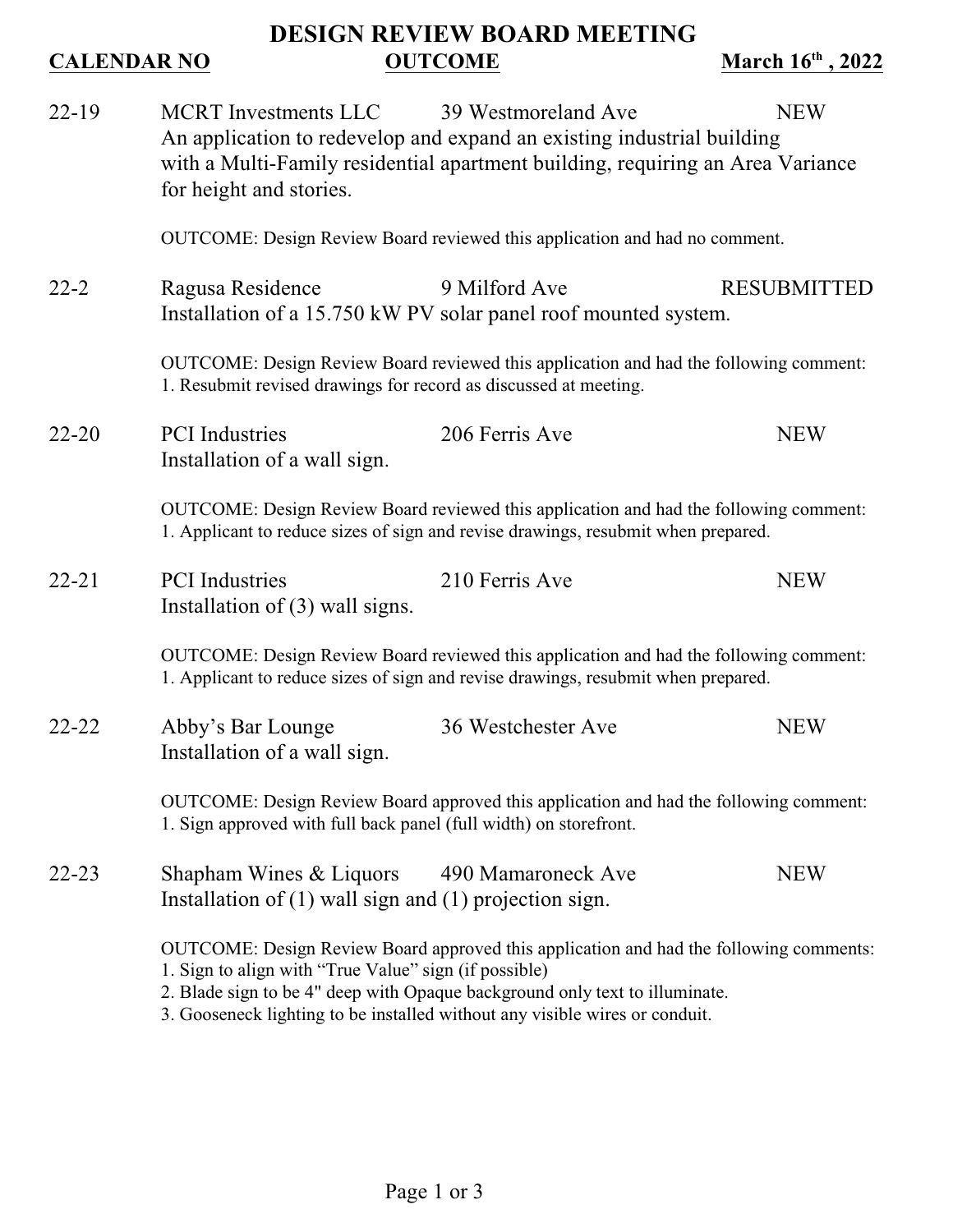# DESIGN REVIEW BOARD MEETING

**CALENDAR NO** | **OUTCOME** | **March 16th , 2022**

**22-19** MCRT Investments LLC — 39 Westmoreland Ave — NEW

An application to redevelop and expand an existing industrial building with a Multi-Family residential apartment building, requiring an Area Variance for height and stories.

OUTCOME: Design Review Board reviewed this application and had no comment.

**22-2** Ragusa Residence — 9 Milford Ave — RESUBMITTED

Installation of a 15.750 kW PV solar panel roof mounted system.

OUTCOME: Design Review Board reviewed this application and had the following comment:
1. Resubmit revised drawings for record as discussed at meeting.

**22-20** PCI Industries — 206 Ferris Ave — NEW

Installation of a wall sign.

OUTCOME: Design Review Board reviewed this application and had the following comment:
1. Applicant to reduce sizes of sign and revise drawings, resubmit when prepared.

**22-21** PCI Industries — 210 Ferris Ave — NEW

Installation of (3) wall signs.

OUTCOME: Design Review Board reviewed this application and had the following comment:
1. Applicant to reduce sizes of sign and revise drawings, resubmit when prepared.

**22-22** Abby's Bar Lounge — 36 Westchester Ave — NEW

Installation of a wall sign.

OUTCOME: Design Review Board approved this application and had the following comment:
1. Sign approved with full back panel (full width) on storefront.

**22-23** Shapham Wines & Liquors — 490 Mamaroneck Ave — NEW

Installation of (1) wall sign and (1) projection sign.

OUTCOME: Design Review Board approved this application and had the following comments:
1. Sign to align with "True Value" sign (if possible)
2. Blade sign to be 4" deep with Opaque background only text to illuminate.
3. Gooseneck lighting to be installed without any visible wires or conduit.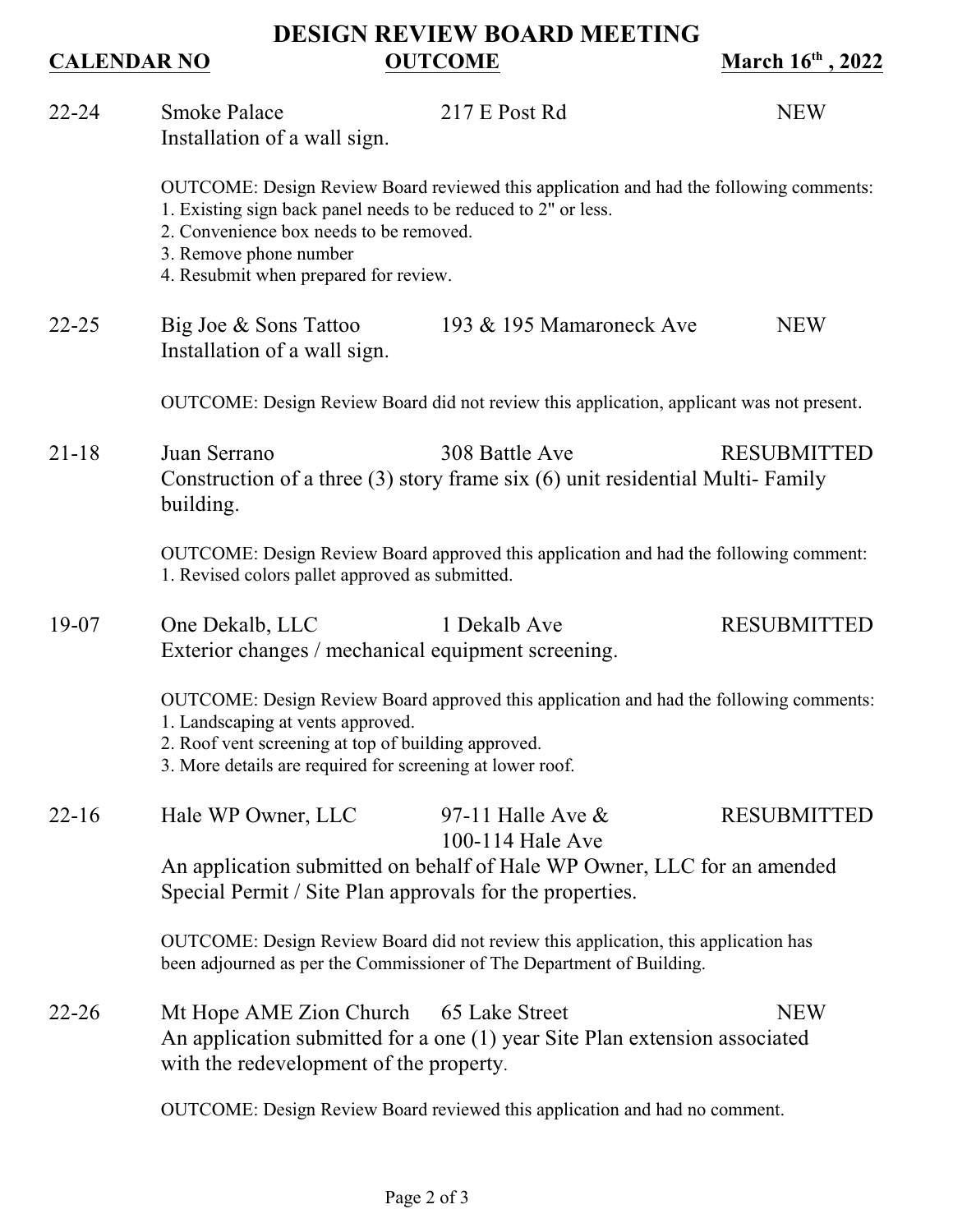# DESIGN REVIEW BOARD MEETING

**CALENDAR NO** **OUTCOME** **March 16th , 2022**

**22-24** Smoke Palace — 217 E Post Rd — NEW

Installation of a wall sign.

OUTCOME: Design Review Board reviewed this application and had the following comments:
1. Existing sign back panel needs to be reduced to 2" or less.
2. Convenience box needs to be removed.
3. Remove phone number
4. Resubmit when prepared for review.

**22-25** Big Joe & Sons Tattoo — 193 & 195 Mamaroneck Ave — NEW

Installation of a wall sign.

OUTCOME: Design Review Board did not review this application, applicant was not present.

**21-18** Juan Serrano — 308 Battle Ave — RESUBMITTED

Construction of a three (3) story frame six (6) unit residential Multi- Family building.

OUTCOME: Design Review Board approved this application and had the following comment:
1. Revised colors pallet approved as submitted.

**19-07** One Dekalb, LLC — 1 Dekalb Ave — RESUBMITTED

Exterior changes / mechanical equipment screening.

OUTCOME: Design Review Board approved this application and had the following comments:
1. Landscaping at vents approved.
2. Roof vent screening at top of building approved.
3. More details are required for screening at lower roof.

**22-16** Hale WP Owner, LLC — 97-11 Halle Ave & 100-114 Hale Ave — RESUBMITTED

An application submitted on behalf of Hale WP Owner, LLC for an amended Special Permit / Site Plan approvals for the properties.

OUTCOME: Design Review Board did not review this application, this application has been adjourned as per the Commissioner of The Department of Building.

**22-26** Mt Hope AME Zion Church — 65 Lake Street — NEW

An application submitted for a one (1) year Site Plan extension associated with the redevelopment of the property.

OUTCOME: Design Review Board reviewed this application and had no comment.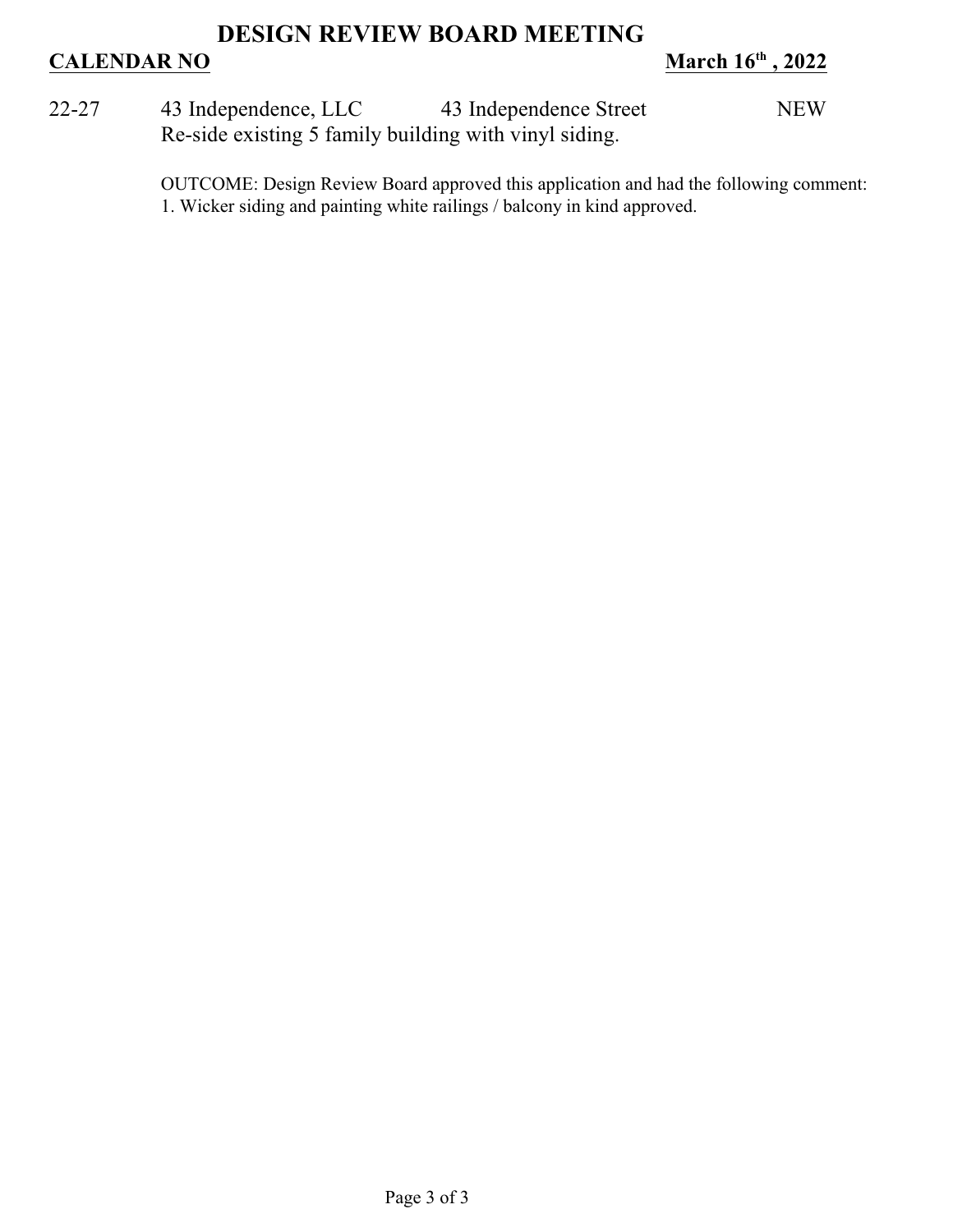# DESIGN REVIEW BOARD MEETING

**CALENDAR NO** **March 16th , 2022**

22-27 43 Independence, LLC 43 Independence Street NEW

Re-side existing 5 family building with vinyl siding.

OUTCOME: Design Review Board approved this application and had the following comment:

1. Wicker siding and painting white railings / balcony in kind approved.